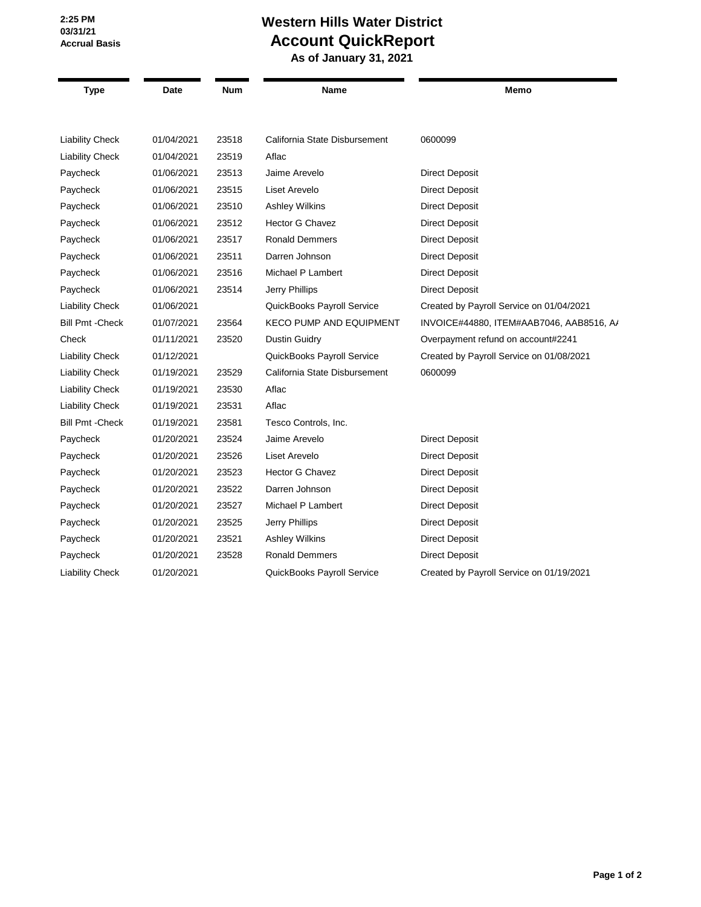**2:25 PM**
**03/31/21**
**Accrual Basis**

# Western Hills Water District
## Account QuickReport
### As of January 31, 2021

| Type | Date | Num | Name | Memo |
|---|---|---|---|---|
| Liability Check | 01/04/2021 | 23518 | California State Disbursement | 0600099 |
| Liability Check | 01/04/2021 | 23519 | Aflac | |
| Paycheck | 01/06/2021 | 23513 | Jaime Arevelo | Direct Deposit |
| Paycheck | 01/06/2021 | 23515 | Liset Arevelo | Direct Deposit |
| Paycheck | 01/06/2021 | 23510 | Ashley Wilkins | Direct Deposit |
| Paycheck | 01/06/2021 | 23512 | Hector G Chavez | Direct Deposit |
| Paycheck | 01/06/2021 | 23517 | Ronald Demmers | Direct Deposit |
| Paycheck | 01/06/2021 | 23511 | Darren Johnson | Direct Deposit |
| Paycheck | 01/06/2021 | 23516 | Michael P Lambert | Direct Deposit |
| Paycheck | 01/06/2021 | 23514 | Jerry Phillips | Direct Deposit |
| Liability Check | 01/06/2021 | | QuickBooks Payroll Service | Created by Payroll Service on 01/04/2021 |
| Bill Pmt -Check | 01/07/2021 | 23564 | KECO PUMP AND EQUIPMENT | INVOICE#44880, ITEM#AAB7046, AAB8516, A/ |
| Check | 01/11/2021 | 23520 | Dustin Guidry | Overpayment refund on account#2241 |
| Liability Check | 01/12/2021 | | QuickBooks Payroll Service | Created by Payroll Service on 01/08/2021 |
| Liability Check | 01/19/2021 | 23529 | California State Disbursement | 0600099 |
| Liability Check | 01/19/2021 | 23530 | Aflac | |
| Liability Check | 01/19/2021 | 23531 | Aflac | |
| Bill Pmt -Check | 01/19/2021 | 23581 | Tesco Controls, Inc. | |
| Paycheck | 01/20/2021 | 23524 | Jaime Arevelo | Direct Deposit |
| Paycheck | 01/20/2021 | 23526 | Liset Arevelo | Direct Deposit |
| Paycheck | 01/20/2021 | 23523 | Hector G Chavez | Direct Deposit |
| Paycheck | 01/20/2021 | 23522 | Darren Johnson | Direct Deposit |
| Paycheck | 01/20/2021 | 23527 | Michael P Lambert | Direct Deposit |
| Paycheck | 01/20/2021 | 23525 | Jerry Phillips | Direct Deposit |
| Paycheck | 01/20/2021 | 23521 | Ashley Wilkins | Direct Deposit |
| Paycheck | 01/20/2021 | 23528 | Ronald Demmers | Direct Deposit |
| Liability Check | 01/20/2021 | | QuickBooks Payroll Service | Created by Payroll Service on 01/19/2021 |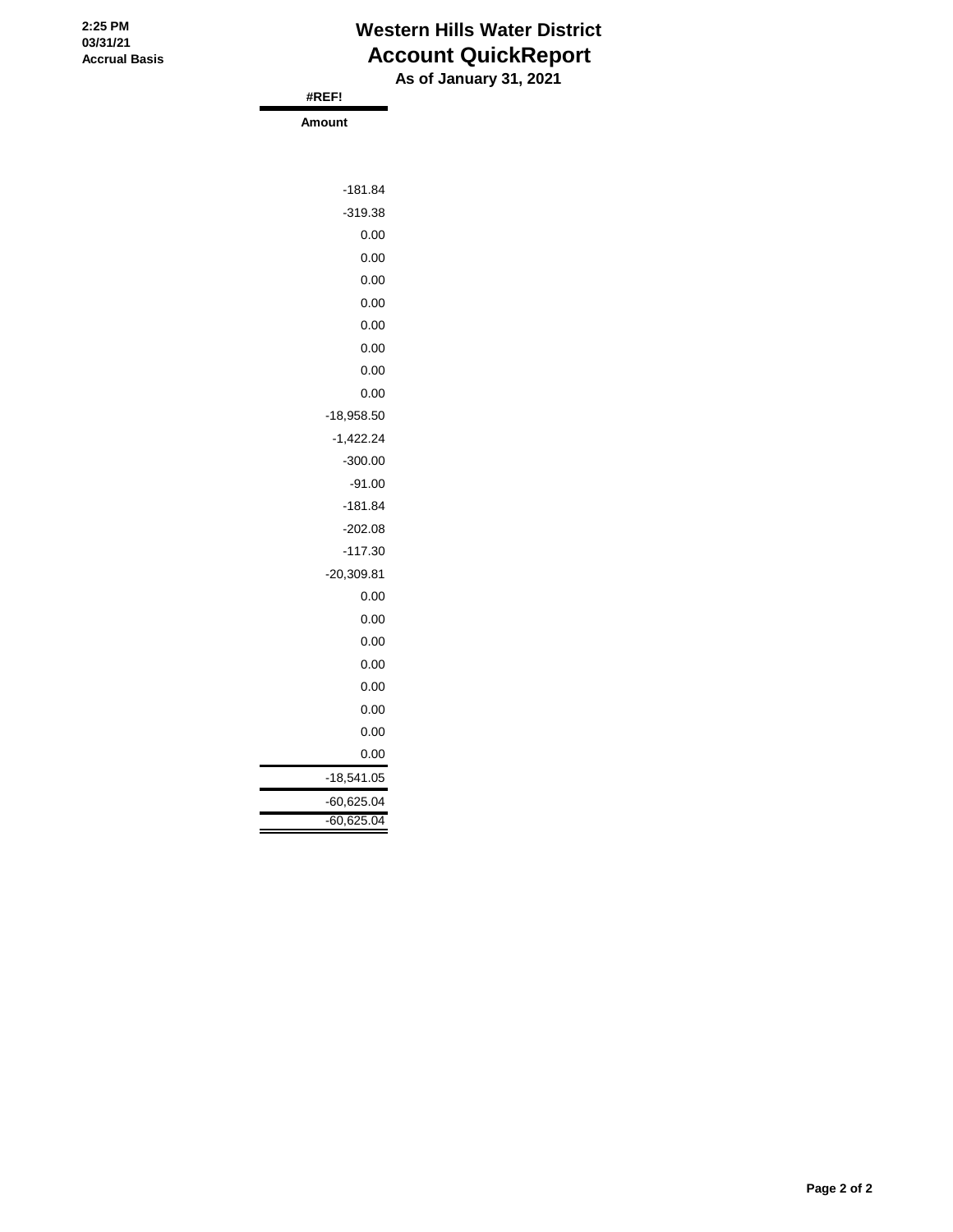2:25 PM
03/31/21
Accrual Basis

# Western Hills Water District
## Account QuickReport
### As of January 31, 2021

| #REF! |
|---|
| Amount |
| |
| -181.84 |
| -319.38 |
| 0.00 |
| 0.00 |
| 0.00 |
| 0.00 |
| 0.00 |
| 0.00 |
| 0.00 |
| 0.00 |
| -18,958.50 |
| -1,422.24 |
| -300.00 |
| -91.00 |
| -181.84 |
| -202.08 |
| -117.30 |
| -20,309.81 |
| 0.00 |
| 0.00 |
| 0.00 |
| 0.00 |
| 0.00 |
| 0.00 |
| 0.00 |
| 0.00 |
| -18,541.05 |
| -60,625.04 |
| -60,625.04 |